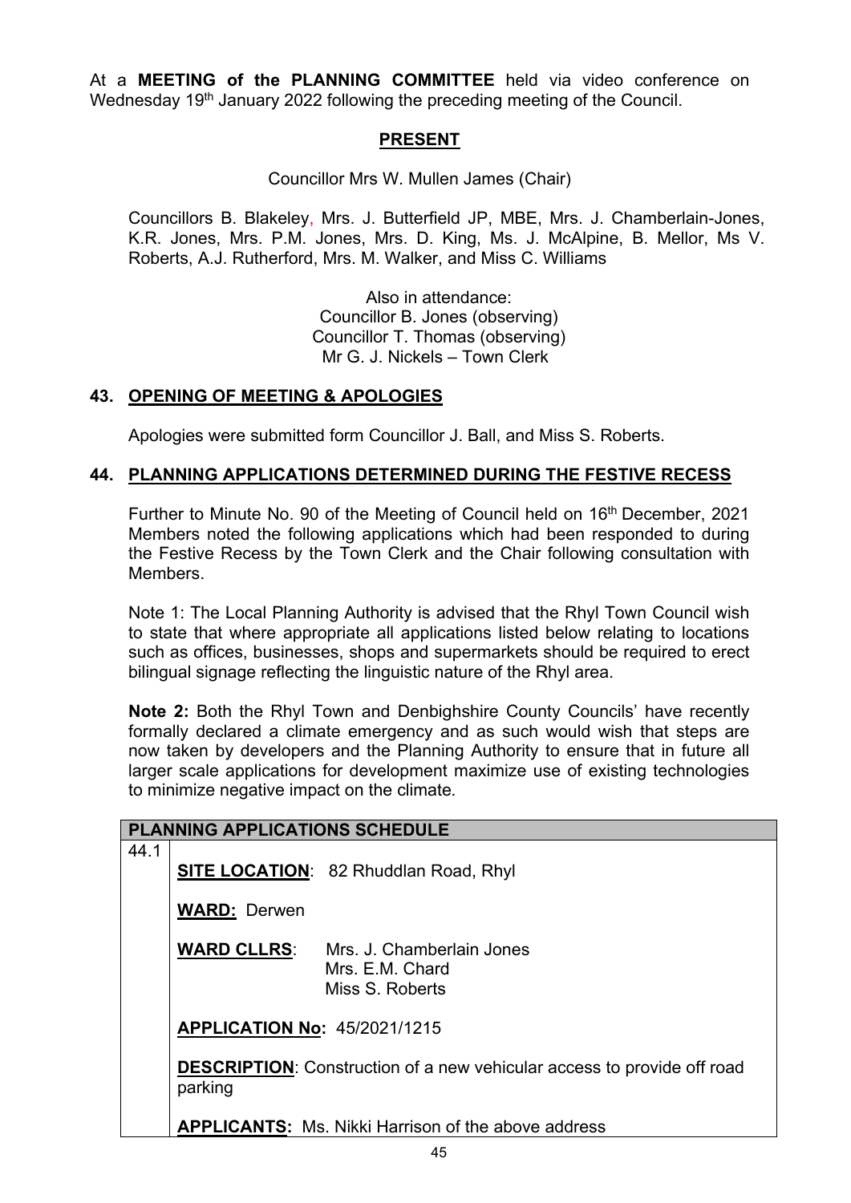At a **MEETING of the PLANNING COMMITTEE** held via video conference on Wednesday 19th January 2022 following the preceding meeting of the Council.

## PRESENT

Councillor Mrs W. Mullen James (Chair)

Councillors B. Blakeley, Mrs. J. Butterfield JP, MBE, Mrs. J. Chamberlain-Jones, K.R. Jones, Mrs. P.M. Jones, Mrs. D. King, Ms. J. McAlpine, B. Mellor, Ms V. Roberts, A.J. Rutherford, Mrs. M. Walker, and Miss C. Williams

Also in attendance:
Councillor B. Jones (observing)
Councillor T. Thomas (observing)
Mr G. J. Nickels – Town Clerk

## 43. OPENING OF MEETING & APOLOGIES

Apologies were submitted form Councillor J. Ball, and Miss S. Roberts.

## 44. PLANNING APPLICATIONS DETERMINED DURING THE FESTIVE RECESS

Further to Minute No. 90 of the Meeting of Council held on 16th December, 2021 Members noted the following applications which had been responded to during the Festive Recess by the Town Clerk and the Chair following consultation with Members.

Note 1: The Local Planning Authority is advised that the Rhyl Town Council wish to state that where appropriate all applications listed below relating to locations such as offices, businesses, shops and supermarkets should be required to erect bilingual signage reflecting the linguistic nature of the Rhyl area.

**Note 2:** Both the Rhyl Town and Denbighshire County Councils' have recently formally declared a climate emergency and as such would wish that steps are now taken by developers and the Planning Authority to ensure that in future all larger scale applications for development maximize use of existing technologies to minimize negative impact on the climate.

| PLANNING APPLICATIONS SCHEDULE | |
|---|---|
| 44.1 | **SITE LOCATION**: 82 Rhuddlan Road, Rhyl<br><br>**WARD:** Derwen<br><br>**WARD CLLRS**: Mrs. J. Chamberlain Jones<br>Mrs. E.M. Chard<br>Miss S. Roberts<br><br>**APPLICATION No:** 45/2021/1215<br><br>**DESCRIPTION**: Construction of a new vehicular access to provide off road parking<br><br>**APPLICANTS:** Ms. Nikki Harrison of the above address |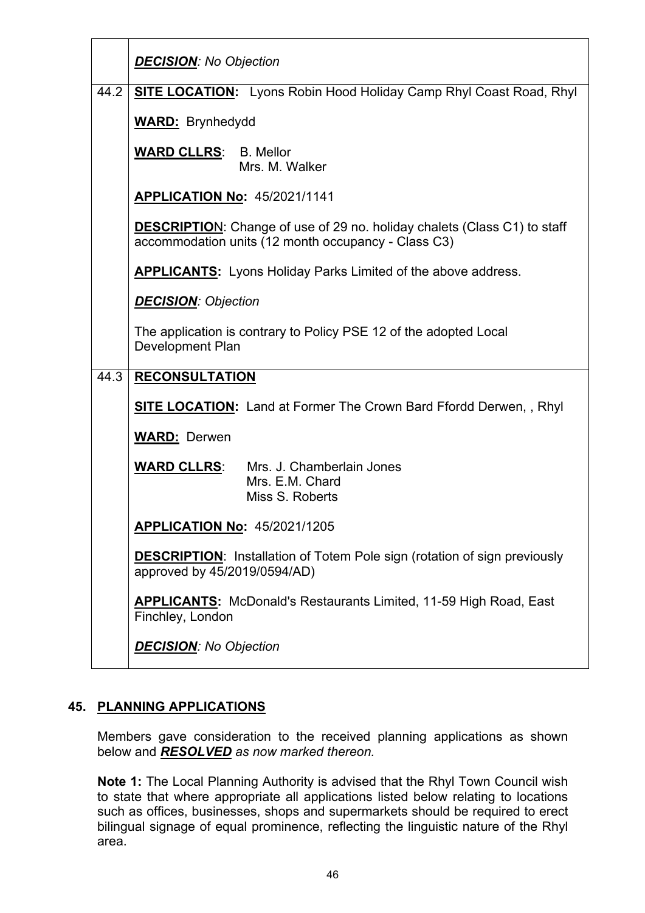| | |
|---|---|
| | ***DECISION**: No Objection* |
| 44.2 | **SITE LOCATION:** Lyons Robin Hood Holiday Camp Rhyl Coast Road, Rhyl<br><br>**WARD:** Brynhedydd<br><br>**WARD CLLRS**: B. Mellor<br>Mrs. M. Walker<br><br>**APPLICATION No:** 45/2021/1141<br><br>**DESCRIPTION**: Change of use of 29 no. holiday chalets (Class C1) to staff accommodation units (12 month occupancy - Class C3)<br><br>**APPLICANTS:** Lyons Holiday Parks Limited of the above address.<br><br>***DECISION**: Objection*<br><br>The application is contrary to Policy PSE 12 of the adopted Local Development Plan |
| 44.3 | **RECONSULTATION**<br><br>**SITE LOCATION:** Land at Former The Crown Bard Ffordd Derwen, , Rhyl<br><br>**WARD:** Derwen<br><br>**WARD CLLRS**: Mrs. J. Chamberlain Jones<br>Mrs. E.M. Chard<br>Miss S. Roberts<br><br>**APPLICATION No:** 45/2021/1205<br><br>**DESCRIPTION**: Installation of Totem Pole sign (rotation of sign previously approved by 45/2019/0594/AD)<br><br>**APPLICANTS:** McDonald's Restaurants Limited, 11-59 High Road, East Finchley, London<br><br>***DECISION**: No Objection* |

## 45. PLANNING APPLICATIONS

Members gave consideration to the received planning applications as shown below and ***RESOLVED*** *as now marked thereon.*

**Note 1:** The Local Planning Authority is advised that the Rhyl Town Council wish to state that where appropriate all applications listed below relating to locations such as offices, businesses, shops and supermarkets should be required to erect bilingual signage of equal prominence, reflecting the linguistic nature of the Rhyl area.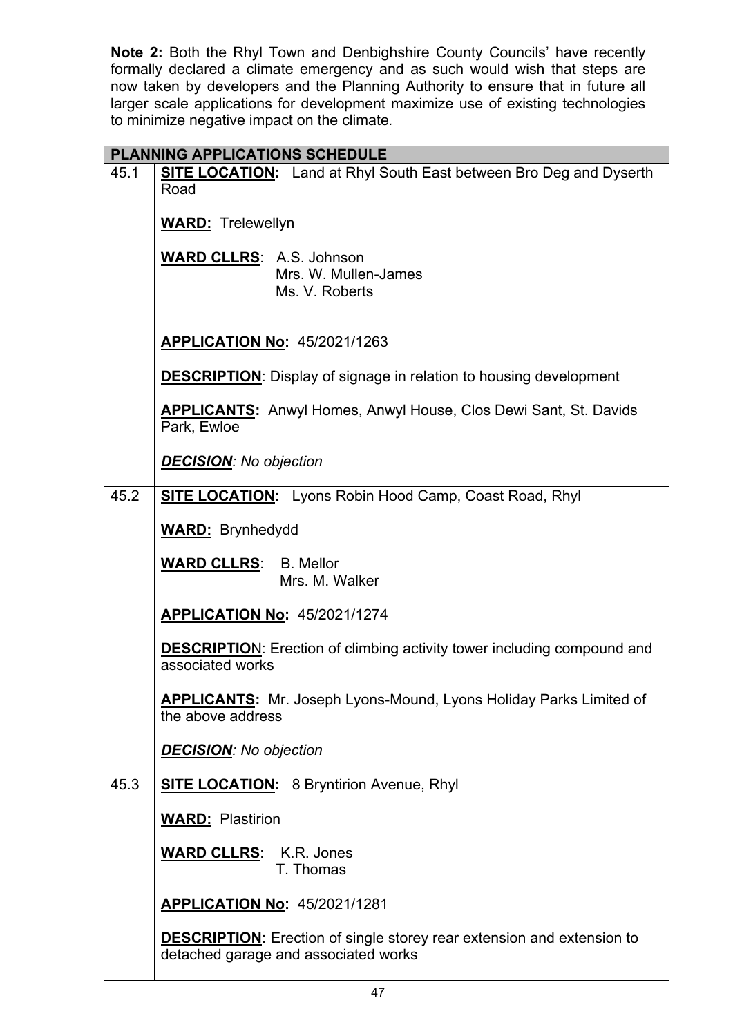**Note 2:** Both the Rhyl Town and Denbighshire County Councils' have recently formally declared a climate emergency and as such would wish that steps are now taken by developers and the Planning Authority to ensure that in future all larger scale applications for development maximize use of existing technologies to minimize negative impact on the climate.

| PLANNING APPLICATIONS SCHEDULE | |
|---|---|
| 45.1 | **SITE LOCATION:** Land at Rhyl South East between Bro Deg and Dyserth Road<br><br>**WARD:** Trelewellyn<br><br>**WARD CLLRS**: A.S. Johnson<br>Mrs. W. Mullen-James<br>Ms. V. Roberts<br><br>**APPLICATION No:** 45/2021/1263<br><br>**DESCRIPTION**: Display of signage in relation to housing development<br><br>**APPLICANTS:** Anwyl Homes, Anwyl House, Clos Dewi Sant, St. Davids Park, Ewloe<br><br>***DECISION**: No objection* |
| 45.2 | **SITE LOCATION:** Lyons Robin Hood Camp, Coast Road, Rhyl<br><br>**WARD:** Brynhedydd<br><br>**WARD CLLRS**: B. Mellor<br>Mrs. M. Walker<br><br>**APPLICATION No:** 45/2021/1274<br><br>**DESCRIPTION**: Erection of climbing activity tower including compound and associated works<br><br>**APPLICANTS:** Mr. Joseph Lyons-Mound, Lyons Holiday Parks Limited of the above address<br><br>***DECISION**: No objection* |
| 45.3 | **SITE LOCATION:** 8 Bryntirion Avenue, Rhyl<br><br>**WARD:** Plastirion<br><br>**WARD CLLRS**: K.R. Jones<br>T. Thomas<br><br>**APPLICATION No:** 45/2021/1281<br><br>**DESCRIPTION:** Erection of single storey rear extension and extension to detached garage and associated works |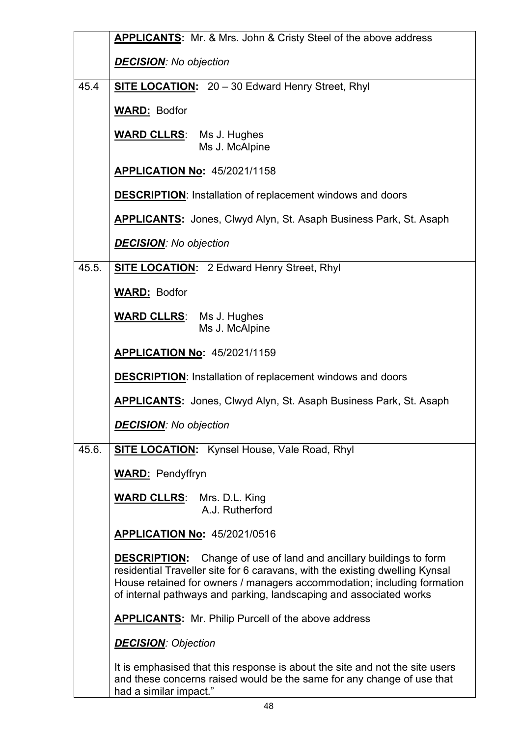| | |
|---|---|
| | **APPLICANTS:** Mr. & Mrs. John & Cristy Steel of the above address<br><br>***DECISION**: No objection* |
| 45.4 | **SITE LOCATION:** 20 – 30 Edward Henry Street, Rhyl<br><br>**WARD:** Bodfor<br><br>**WARD CLLRS**: Ms J. Hughes<br>Ms J. McAlpine<br><br>**APPLICATION No:** 45/2021/1158<br><br>**DESCRIPTION**: Installation of replacement windows and doors<br><br>**APPLICANTS:** Jones, Clwyd Alyn, St. Asaph Business Park, St. Asaph<br><br>***DECISION**: No objection* |
| 45.5. | **SITE LOCATION:** 2 Edward Henry Street, Rhyl<br><br>**WARD:** Bodfor<br><br>**WARD CLLRS**: Ms J. Hughes<br>Ms J. McAlpine<br><br>**APPLICATION No:** 45/2021/1159<br><br>**DESCRIPTION**: Installation of replacement windows and doors<br><br>**APPLICANTS:** Jones, Clwyd Alyn, St. Asaph Business Park, St. Asaph<br><br>***DECISION**: No objection* |
| 45.6. | **SITE LOCATION:** Kynsel House, Vale Road, Rhyl<br><br>**WARD:** Pendyffryn<br><br>**WARD CLLRS**: Mrs. D.L. King<br>A.J. Rutherford<br><br>**APPLICATION No:** 45/2021/0516<br><br>**DESCRIPTION:** Change of use of land and ancillary buildings to form residential Traveller site for 6 caravans, with the existing dwelling Kynsal House retained for owners / managers accommodation; including formation of internal pathways and parking, landscaping and associated works<br><br>**APPLICANTS:** Mr. Philip Purcell of the above address<br><br>***DECISION**: Objection*<br><br>It is emphasised that this response is about the site and not the site users and these concerns raised would be the same for any change of use that had a similar impact." |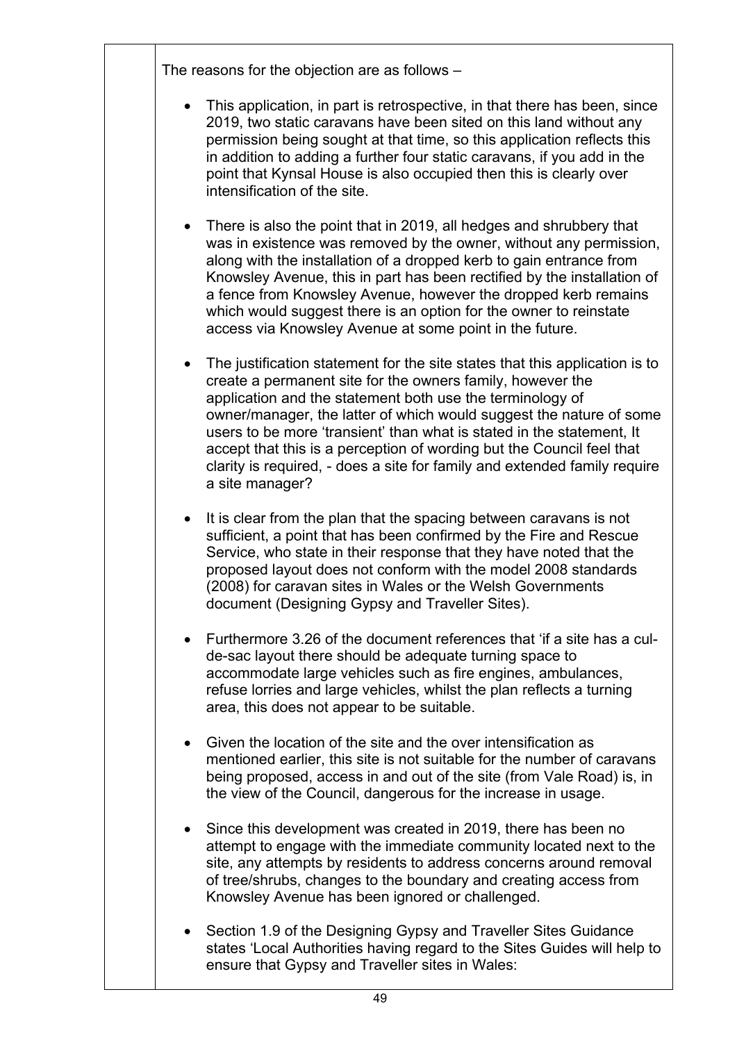The reasons for the objection are as follows –

- This application, in part is retrospective, in that there has been, since 2019, two static caravans have been sited on this land without any permission being sought at that time, so this application reflects this in addition to adding a further four static caravans, if you add in the point that Kynsal House is also occupied then this is clearly over intensification of the site.

- There is also the point that in 2019, all hedges and shrubbery that was in existence was removed by the owner, without any permission, along with the installation of a dropped kerb to gain entrance from Knowsley Avenue, this in part has been rectified by the installation of a fence from Knowsley Avenue, however the dropped kerb remains which would suggest there is an option for the owner to reinstate access via Knowsley Avenue at some point in the future.

- The justification statement for the site states that this application is to create a permanent site for the owners family, however the application and the statement both use the terminology of owner/manager, the latter of which would suggest the nature of some users to be more 'transient' than what is stated in the statement, It accept that this is a perception of wording but the Council feel that clarity is required, - does a site for family and extended family require a site manager?

- It is clear from the plan that the spacing between caravans is not sufficient, a point that has been confirmed by the Fire and Rescue Service, who state in their response that they have noted that the proposed layout does not conform with the model 2008 standards (2008) for caravan sites in Wales or the Welsh Governments document (Designing Gypsy and Traveller Sites).

- Furthermore 3.26 of the document references that 'if a site has a cul-de-sac layout there should be adequate turning space to accommodate large vehicles such as fire engines, ambulances, refuse lorries and large vehicles, whilst the plan reflects a turning area, this does not appear to be suitable.

- Given the location of the site and the over intensification as mentioned earlier, this site is not suitable for the number of caravans being proposed, access in and out of the site (from Vale Road) is, in the view of the Council, dangerous for the increase in usage.

- Since this development was created in 2019, there has been no attempt to engage with the immediate community located next to the site, any attempts by residents to address concerns around removal of tree/shrubs, changes to the boundary and creating access from Knowsley Avenue has been ignored or challenged.

- Section 1.9 of the Designing Gypsy and Traveller Sites Guidance states 'Local Authorities having regard to the Sites Guides will help to ensure that Gypsy and Traveller sites in Wales: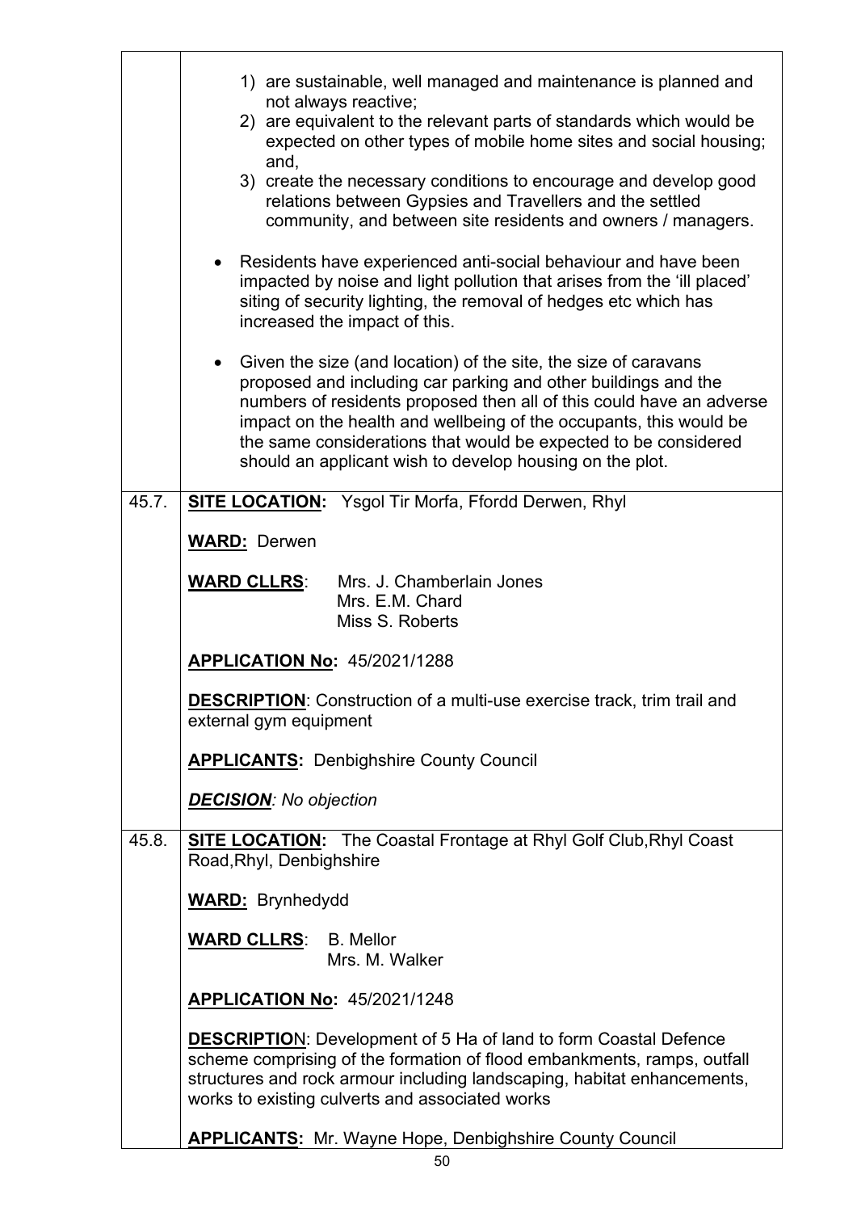| | |
|---|---|
| | 1) are sustainable, well managed and maintenance is planned and not always reactive;<br>2) are equivalent to the relevant parts of standards which would be expected on other types of mobile home sites and social housing; and,<br>3) create the necessary conditions to encourage and develop good relations between Gypsies and Travellers and the settled community, and between site residents and owners / managers.<br><br>• Residents have experienced anti-social behaviour and have been impacted by noise and light pollution that arises from the 'ill placed' siting of security lighting, the removal of hedges etc which has increased the impact of this.<br><br>• Given the size (and location) of the site, the size of caravans proposed and including car parking and other buildings and the numbers of residents proposed then all of this could have an adverse impact on the health and wellbeing of the occupants, this would be the same considerations that would be expected to be considered should an applicant wish to develop housing on the plot. |
| 45.7. | **SITE LOCATION:** Ysgol Tir Morfa, Ffordd Derwen, Rhyl<br><br>**WARD:** Derwen<br><br>**WARD CLLRS**: Mrs. J. Chamberlain Jones<br>Mrs. E.M. Chard<br>Miss S. Roberts<br><br>**APPLICATION No:** 45/2021/1288<br><br>**DESCRIPTION**: Construction of a multi-use exercise track, trim trail and external gym equipment<br><br>**APPLICANTS:** Denbighshire County Council<br><br>***DECISION**: No objection* |
| 45.8. | **SITE LOCATION:** The Coastal Frontage at Rhyl Golf Club,Rhyl Coast Road,Rhyl, Denbighshire<br><br>**WARD:** Brynhedydd<br><br>**WARD CLLRS**: B. Mellor<br>Mrs. M. Walker<br><br>**APPLICATION No:** 45/2021/1248<br><br>**DESCRIPTION**: Development of 5 Ha of land to form Coastal Defence scheme comprising of the formation of flood embankments, ramps, outfall structures and rock armour including landscaping, habitat enhancements, works to existing culverts and associated works<br><br>**APPLICANTS:** Mr. Wayne Hope, Denbighshire County Council |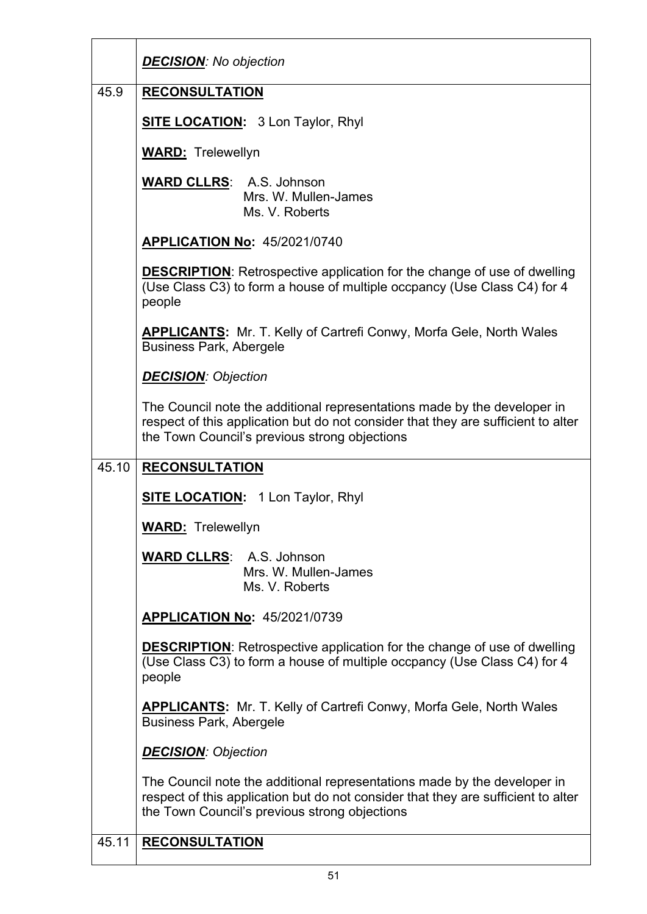| | |
|---|---|
| | ***DECISION**: No objection* |
| 45.9 | **RECONSULTATION**<br><br>**SITE LOCATION:** 3 Lon Taylor, Rhyl<br><br>**WARD:** Trelewellyn<br><br>**WARD CLLRS**: A.S. Johnson<br>Mrs. W. Mullen-James<br>Ms. V. Roberts<br><br>**APPLICATION No:** 45/2021/0740<br><br>**DESCRIPTION**: Retrospective application for the change of use of dwelling (Use Class C3) to form a house of multiple occpancy (Use Class C4) for 4 people<br><br>**APPLICANTS:** Mr. T. Kelly of Cartrefi Conwy, Morfa Gele, North Wales Business Park, Abergele<br><br>***DECISION**: Objection*<br><br>The Council note the additional representations made by the developer in respect of this application but do not consider that they are sufficient to alter the Town Council's previous strong objections |
| 45.10 | **RECONSULTATION**<br><br>**SITE LOCATION:** 1 Lon Taylor, Rhyl<br><br>**WARD:** Trelewellyn<br><br>**WARD CLLRS**: A.S. Johnson<br>Mrs. W. Mullen-James<br>Ms. V. Roberts<br><br>**APPLICATION No:** 45/2021/0739<br><br>**DESCRIPTION**: Retrospective application for the change of use of dwelling (Use Class C3) to form a house of multiple occpancy (Use Class C4) for 4 people<br><br>**APPLICANTS:** Mr. T. Kelly of Cartrefi Conwy, Morfa Gele, North Wales Business Park, Abergele<br><br>***DECISION**: Objection*<br><br>The Council note the additional representations made by the developer in respect of this application but do not consider that they are sufficient to alter the Town Council's previous strong objections |
| 45.11 | **RECONSULTATION** |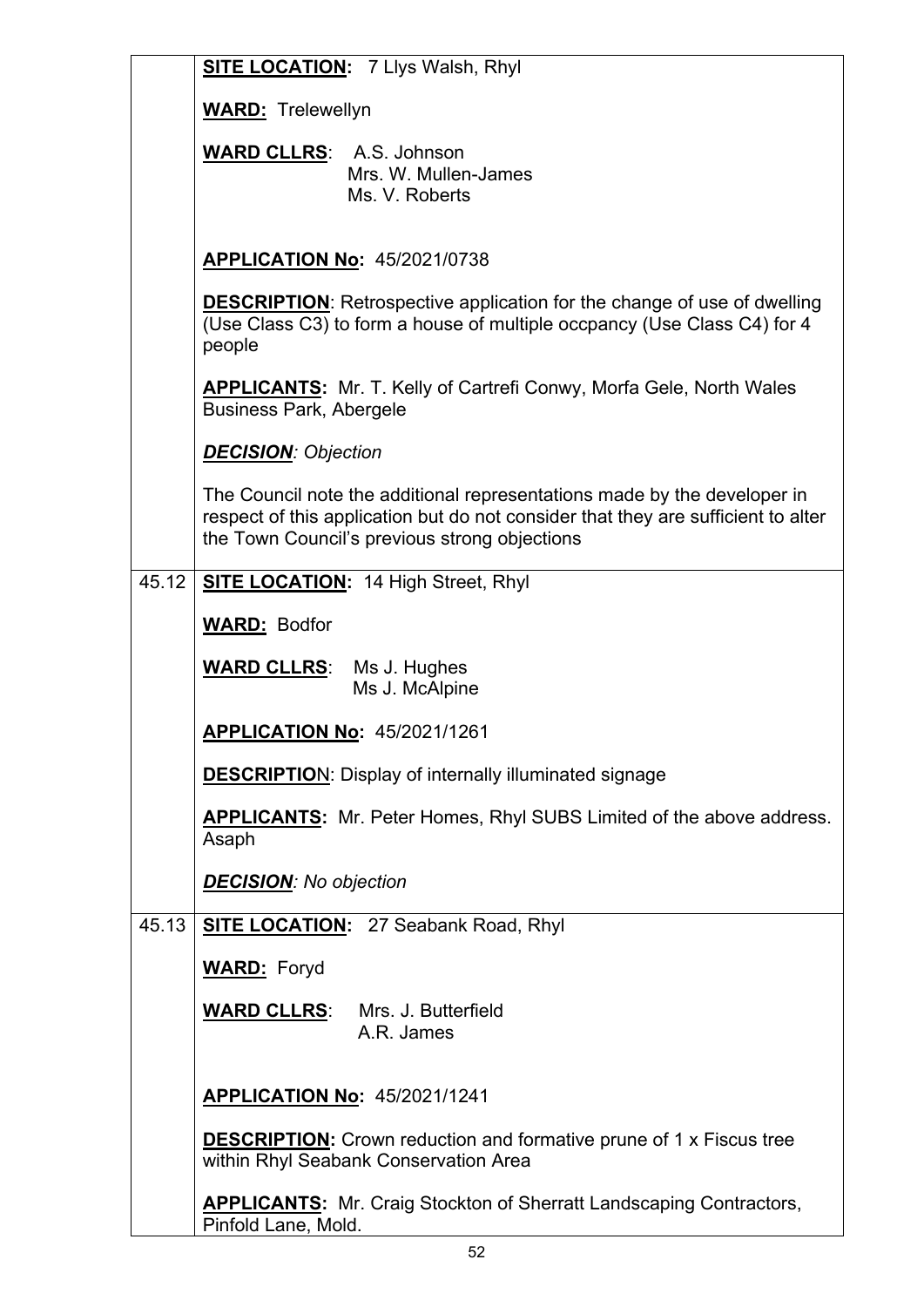| | |
|---|---|
| | **SITE LOCATION:** 7 Llys Walsh, Rhyl<br><br>**WARD:** Trelewellyn<br><br>**WARD CLLRS**: A.S. Johnson<br>Mrs. W. Mullen-James<br>Ms. V. Roberts<br><br>**APPLICATION No:** 45/2021/0738<br><br>**DESCRIPTION**: Retrospective application for the change of use of dwelling (Use Class C3) to form a house of multiple occpancy (Use Class C4) for 4 people<br><br>**APPLICANTS:** Mr. T. Kelly of Cartrefi Conwy, Morfa Gele, North Wales Business Park, Abergele<br><br>***DECISION**: Objection*<br><br>The Council note the additional representations made by the developer in respect of this application but do not consider that they are sufficient to alter the Town Council's previous strong objections |
| 45.12 | **SITE LOCATION:** 14 High Street, Rhyl<br><br>**WARD:** Bodfor<br><br>**WARD CLLRS**: Ms J. Hughes<br>Ms J. McAlpine<br><br>**APPLICATION No:** 45/2021/1261<br><br>**DESCRIPTION**: Display of internally illuminated signage<br><br>**APPLICANTS:** Mr. Peter Homes, Rhyl SUBS Limited of the above address. Asaph<br><br>***DECISION**: No objection* |
| 45.13 | **SITE LOCATION:** 27 Seabank Road, Rhyl<br><br>**WARD:** Foryd<br><br>**WARD CLLRS**: Mrs. J. Butterfield<br>A.R. James<br><br>**APPLICATION No:** 45/2021/1241<br><br>**DESCRIPTION:** Crown reduction and formative prune of 1 x Fiscus tree within Rhyl Seabank Conservation Area<br><br>**APPLICANTS:** Mr. Craig Stockton of Sherratt Landscaping Contractors, Pinfold Lane, Mold. |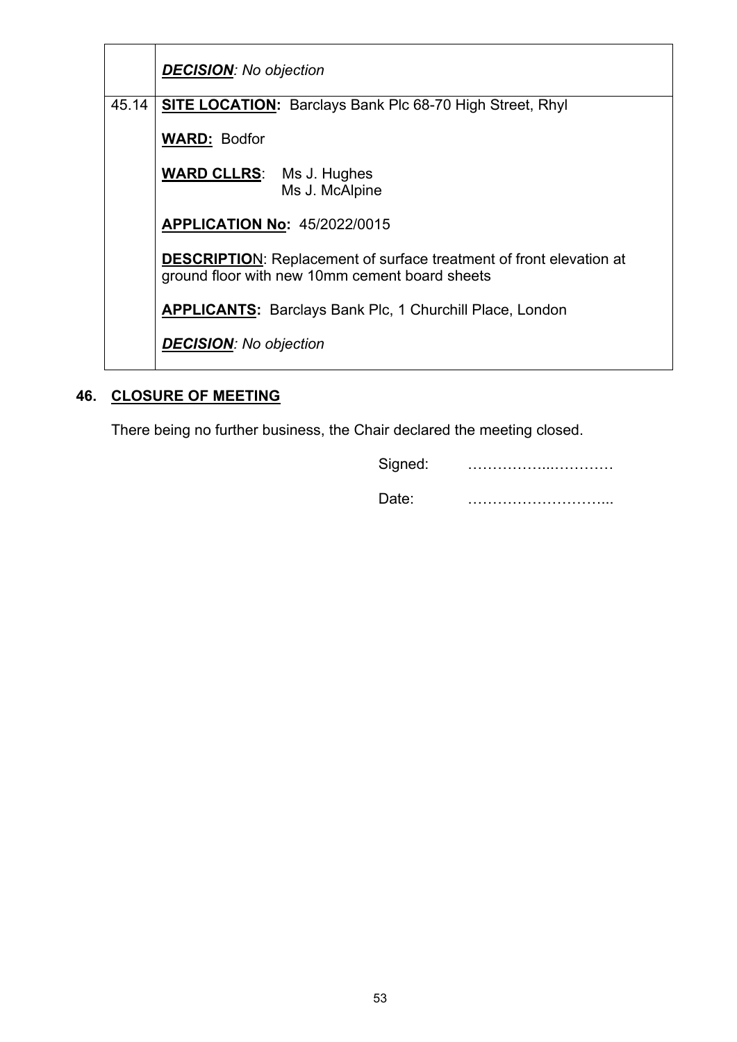| | |
|---|---|
| | ***DECISION**: No objection* |
| 45.14 | **SITE LOCATION:** Barclays Bank Plc 68-70 High Street, Rhyl<br><br>**WARD:** Bodfor<br><br>**WARD CLLRS**: Ms J. Hughes<br>Ms J. McAlpine<br><br>**APPLICATION No:** 45/2022/0015<br><br>**DESCRIPTION**: Replacement of surface treatment of front elevation at ground floor with new 10mm cement board sheets<br><br>**APPLICANTS:** Barclays Bank Plc, 1 Churchill Place, London<br><br>***DECISION**: No objection* |

## 46. CLOSURE OF MEETING

There being no further business, the Chair declared the meeting closed.

Signed: ……………...…………

Date: ………………………...